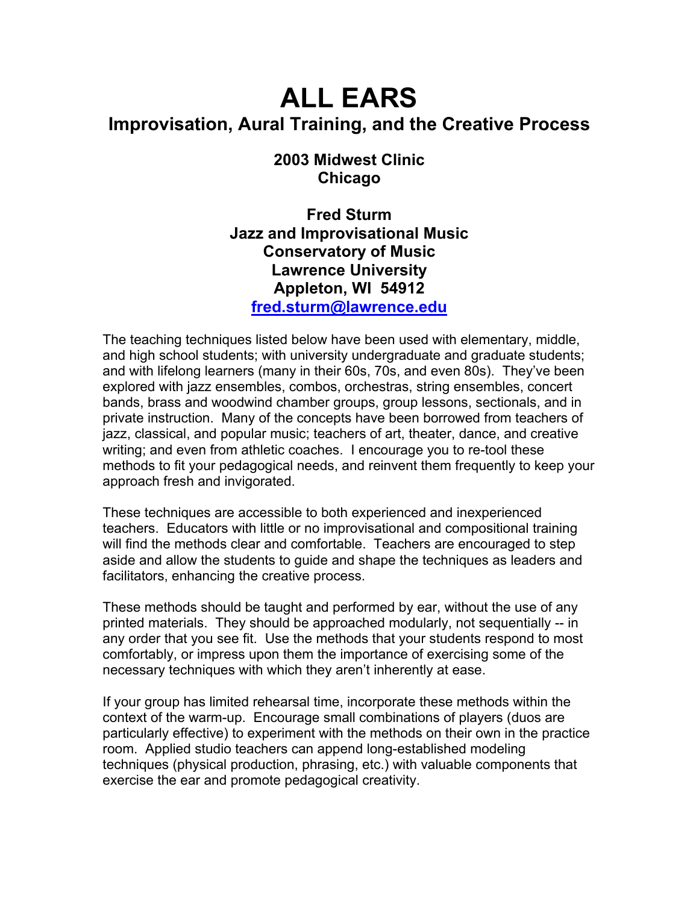# ALL EARS

## Improvisation, Aural Training, and the Creative Process

**2003 Midwest Clinic**
**Chicago**

**Fred Sturm**
**Jazz and Improvisational Music**
**Conservatory of Music**
**Lawrence University**
**Appleton, WI 54912**
**[fred.sturm@lawrence.edu](mailto:fred.sturm@lawrence.edu)**

The teaching techniques listed below have been used with elementary, middle, and high school students; with university undergraduate and graduate students; and with lifelong learners (many in their 60s, 70s, and even 80s). They've been explored with jazz ensembles, combos, orchestras, string ensembles, concert bands, brass and woodwind chamber groups, group lessons, sectionals, and in private instruction. Many of the concepts have been borrowed from teachers of jazz, classical, and popular music; teachers of art, theater, dance, and creative writing; and even from athletic coaches. I encourage you to re-tool these methods to fit your pedagogical needs, and reinvent them frequently to keep your approach fresh and invigorated.

These techniques are accessible to both experienced and inexperienced teachers. Educators with little or no improvisational and compositional training will find the methods clear and comfortable. Teachers are encouraged to step aside and allow the students to guide and shape the techniques as leaders and facilitators, enhancing the creative process.

These methods should be taught and performed by ear, without the use of any printed materials. They should be approached modularly, not sequentially -- in any order that you see fit. Use the methods that your students respond to most comfortably, or impress upon them the importance of exercising some of the necessary techniques with which they aren't inherently at ease.

If your group has limited rehearsal time, incorporate these methods within the context of the warm-up. Encourage small combinations of players (duos are particularly effective) to experiment with the methods on their own in the practice room. Applied studio teachers can append long-established modeling techniques (physical production, phrasing, etc.) with valuable components that exercise the ear and promote pedagogical creativity.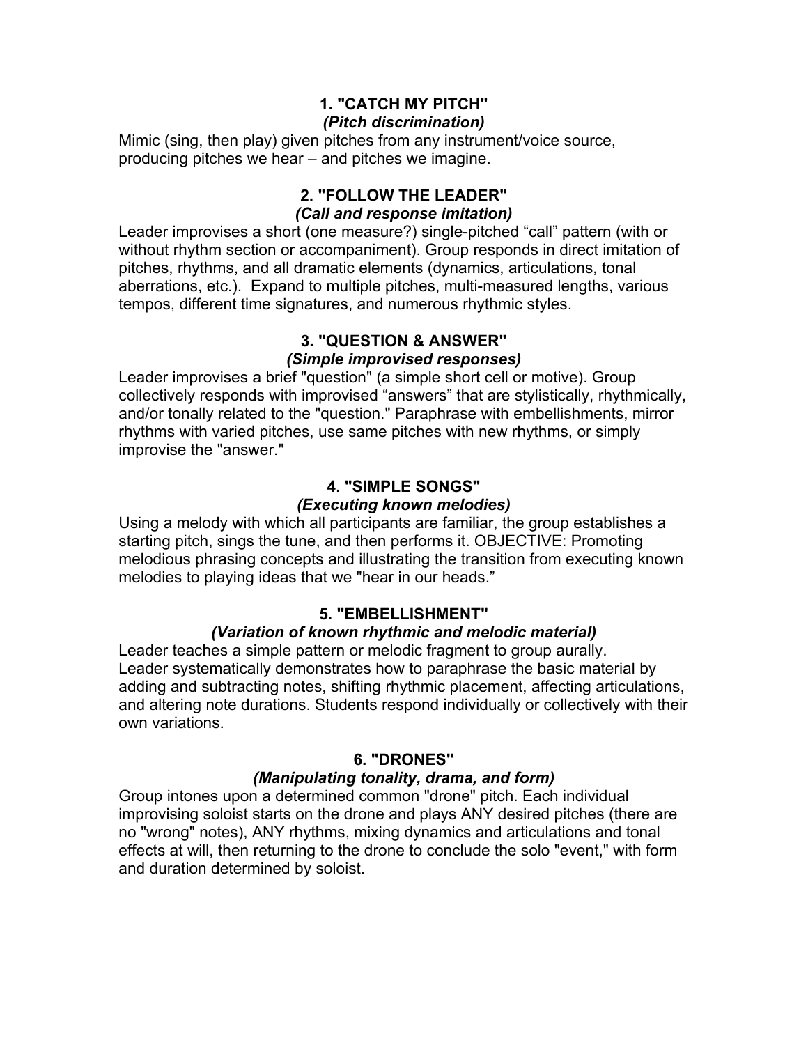### 1. "CATCH MY PITCH"

***(Pitch discrimination)***

Mimic (sing, then play) given pitches from any instrument/voice source, producing pitches we hear – and pitches we imagine.

### 2. "FOLLOW THE LEADER"

***(Call and response imitation)***

Leader improvises a short (one measure?) single-pitched "call" pattern (with or without rhythm section or accompaniment). Group responds in direct imitation of pitches, rhythms, and all dramatic elements (dynamics, articulations, tonal aberrations, etc.). Expand to multiple pitches, multi-measured lengths, various tempos, different time signatures, and numerous rhythmic styles.

### 3. "QUESTION & ANSWER"

***(Simple improvised responses)***

Leader improvises a brief "question" (a simple short cell or motive). Group collectively responds with improvised "answers" that are stylistically, rhythmically, and/or tonally related to the "question." Paraphrase with embellishments, mirror rhythms with varied pitches, use same pitches with new rhythms, or simply improvise the "answer."

### 4. "SIMPLE SONGS"

***(Executing known melodies)***

Using a melody with which all participants are familiar, the group establishes a starting pitch, sings the tune, and then performs it. OBJECTIVE: Promoting melodious phrasing concepts and illustrating the transition from executing known melodies to playing ideas that we "hear in our heads."

### 5. "EMBELLISHMENT"

***(Variation of known rhythmic and melodic material)***

Leader teaches a simple pattern or melodic fragment to group aurally. Leader systematically demonstrates how to paraphrase the basic material by adding and subtracting notes, shifting rhythmic placement, affecting articulations, and altering note durations. Students respond individually or collectively with their own variations.

### 6. "DRONES"

***(Manipulating tonality, drama, and form)***

Group intones upon a determined common "drone" pitch. Each individual improvising soloist starts on the drone and plays ANY desired pitches (there are no "wrong" notes), ANY rhythms, mixing dynamics and articulations and tonal effects at will, then returning to the drone to conclude the solo "event," with form and duration determined by soloist.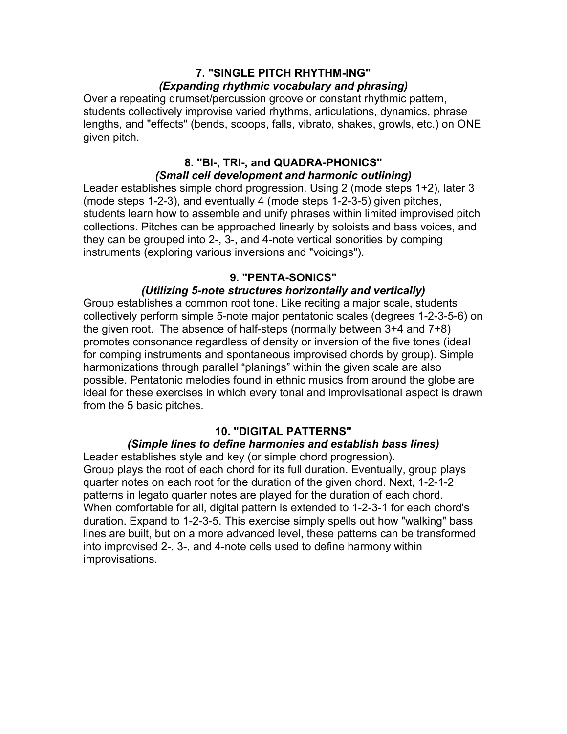### 7. "SINGLE PITCH RHYTHM-ING"

***(Expanding rhythmic vocabulary and phrasing)***

Over a repeating drumset/percussion groove or constant rhythmic pattern, students collectively improvise varied rhythms, articulations, dynamics, phrase lengths, and "effects" (bends, scoops, falls, vibrato, shakes, growls, etc.) on ONE given pitch.

### 8. "BI-, TRI-, and QUADRA-PHONICS"

***(Small cell development and harmonic outlining)***

Leader establishes simple chord progression. Using 2 (mode steps 1+2), later 3 (mode steps 1-2-3), and eventually 4 (mode steps 1-2-3-5) given pitches, students learn how to assemble and unify phrases within limited improvised pitch collections. Pitches can be approached linearly by soloists and bass voices, and they can be grouped into 2-, 3-, and 4-note vertical sonorities by comping instruments (exploring various inversions and "voicings").

### 9. "PENTA-SONICS"

***(Utilizing 5-note structures horizontally and vertically)***

Group establishes a common root tone. Like reciting a major scale, students collectively perform simple 5-note major pentatonic scales (degrees 1-2-3-5-6) on the given root. The absence of half-steps (normally between 3+4 and 7+8) promotes consonance regardless of density or inversion of the five tones (ideal for comping instruments and spontaneous improvised chords by group). Simple harmonizations through parallel "planings" within the given scale are also possible. Pentatonic melodies found in ethnic musics from around the globe are ideal for these exercises in which every tonal and improvisational aspect is drawn from the 5 basic pitches.

### 10. "DIGITAL PATTERNS"

***(Simple lines to define harmonies and establish bass lines)***

Leader establishes style and key (or simple chord progression).
Group plays the root of each chord for its full duration. Eventually, group plays quarter notes on each root for the duration of the given chord. Next, 1-2-1-2 patterns in legato quarter notes are played for the duration of each chord. When comfortable for all, digital pattern is extended to 1-2-3-1 for each chord's duration. Expand to 1-2-3-5. This exercise simply spells out how "walking" bass lines are built, but on a more advanced level, these patterns can be transformed into improvised 2-, 3-, and 4-note cells used to define harmony within improvisations.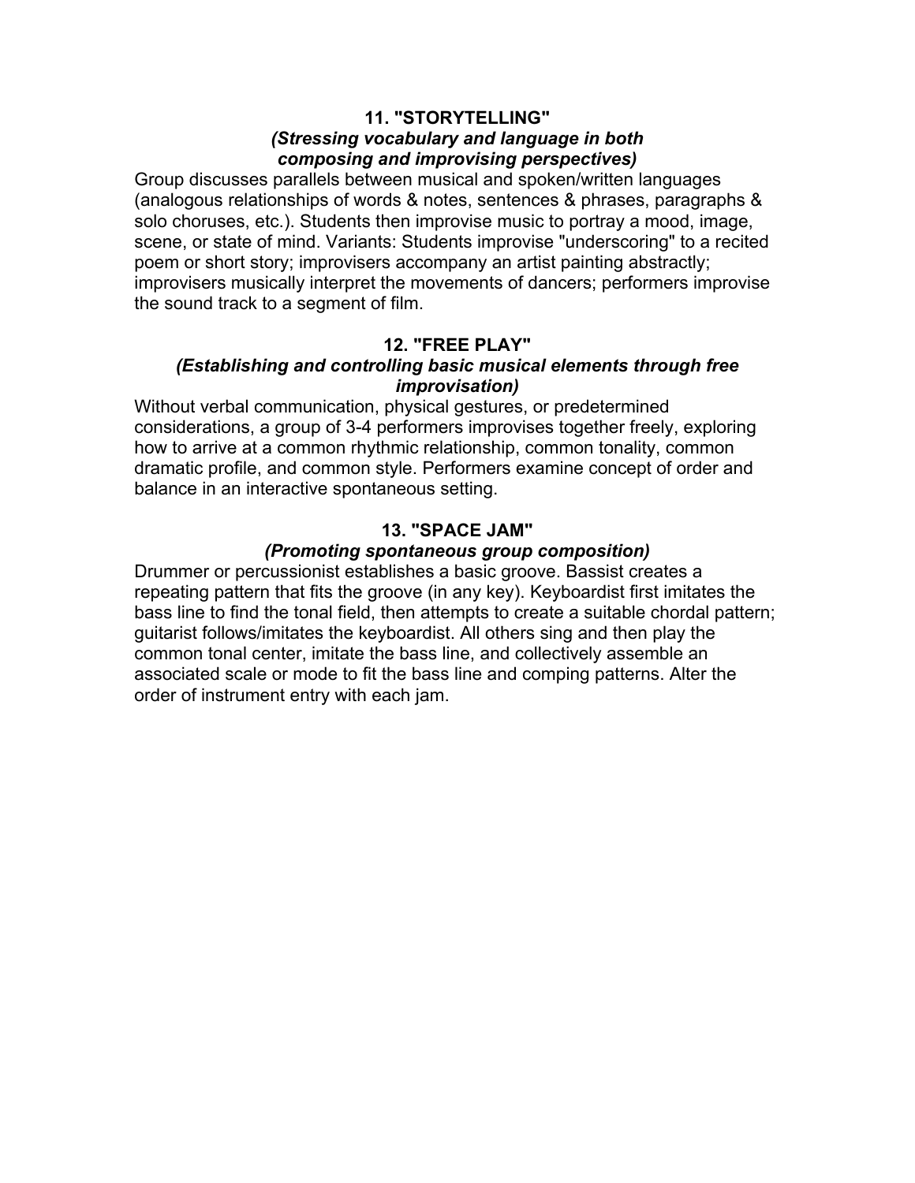### 11. "STORYTELLING"

***(Stressing vocabulary and language in both composing and improvising perspectives)***

Group discusses parallels between musical and spoken/written languages (analogous relationships of words & notes, sentences & phrases, paragraphs & solo choruses, etc.). Students then improvise music to portray a mood, image, scene, or state of mind. Variants: Students improvise "underscoring" to a recited poem or short story; improvisers accompany an artist painting abstractly; improvisers musically interpret the movements of dancers; performers improvise the sound track to a segment of film.

### 12. "FREE PLAY"

***(Establishing and controlling basic musical elements through free improvisation)***

Without verbal communication, physical gestures, or predetermined considerations, a group of 3-4 performers improvises together freely, exploring how to arrive at a common rhythmic relationship, common tonality, common dramatic profile, and common style. Performers examine concept of order and balance in an interactive spontaneous setting.

### 13. "SPACE JAM"

***(Promoting spontaneous group composition)***

Drummer or percussionist establishes a basic groove. Bassist creates a repeating pattern that fits the groove (in any key). Keyboardist first imitates the bass line to find the tonal field, then attempts to create a suitable chordal pattern; guitarist follows/imitates the keyboardist. All others sing and then play the common tonal center, imitate the bass line, and collectively assemble an associated scale or mode to fit the bass line and comping patterns. Alter the order of instrument entry with each jam.